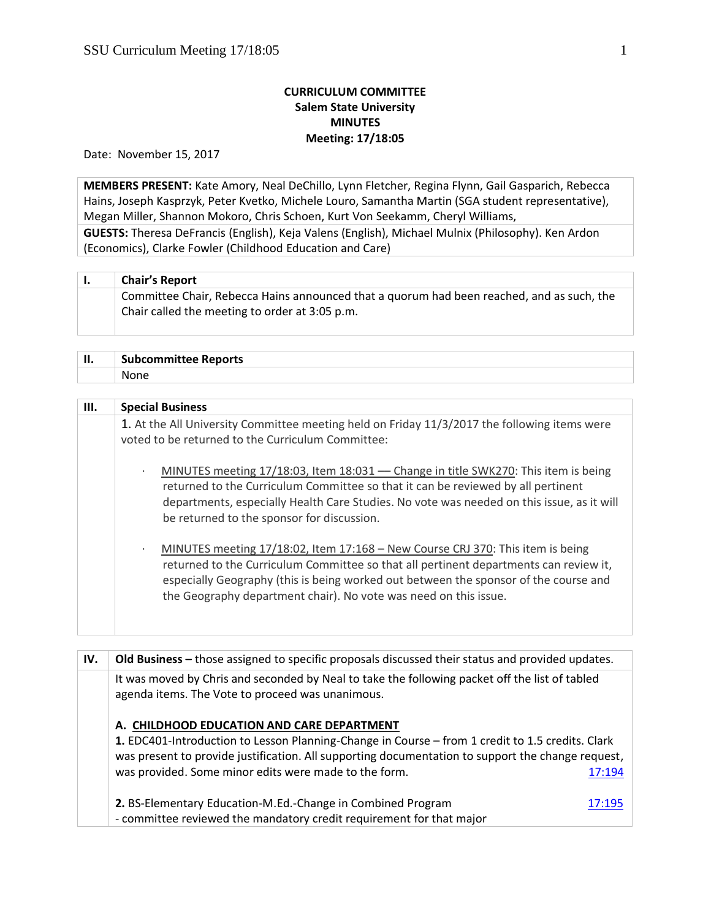**CURRICULUM COMMITTEE**
**Salem State University**
**MINUTES**
**Meeting: 17/18:05**

Date: November 15, 2017

**MEMBERS PRESENT:** Kate Amory, Neal DeChillo, Lynn Fletcher, Regina Flynn, Gail Gasparich, Rebecca Hains, Joseph Kasprzyk, Peter Kvetko, Michele Louro, Samantha Martin (SGA student representative), Megan Miller, Shannon Mokoro, Chris Schoen, Kurt Von Seekamm, Cheryl Williams,

**GUESTS:** Theresa DeFrancis (English), Keja Valens (English), Michael Mulnix (Philosophy). Ken Ardon (Economics), Clarke Fowler (Childhood Education and Care)

## I. Chair's Report

Committee Chair, Rebecca Hains announced that a quorum had been reached, and as such, the Chair called the meeting to order at 3:05 p.m.

## II. Subcommittee Reports

None

## III. Special Business

1. At the All University Committee meeting held on Friday 11/3/2017 the following items were voted to be returned to the Curriculum Committee:

- MINUTES meeting 17/18:03, Item 18:031 — Change in title SWK270: This item is being returned to the Curriculum Committee so that it can be reviewed by all pertinent departments, especially Health Care Studies. No vote was needed on this issue, as it will be returned to the sponsor for discussion.

- MINUTES meeting 17/18:02, Item 17:168 – New Course CRJ 370: This item is being returned to the Curriculum Committee so that all pertinent departments can review it, especially Geography (this is being worked out between the sponsor of the course and the Geography department chair). No vote was need on this issue.

## IV. Old Business – those assigned to specific proposals discussed their status and provided updates.

It was moved by Chris and seconded by Neal to take the following packet off the list of tabled agenda items. The Vote to proceed was unanimous.

**A. CHILDHOOD EDUCATION AND CARE DEPARTMENT**

**1.** EDC401-Introduction to Lesson Planning-Change in Course – from 1 credit to 1.5 credits. Clark was present to provide justification. All supporting documentation to support the change request, was provided. Some minor edits were made to the form. 17:194

**2.** BS-Elementary Education-M.Ed.-Change in Combined Program 17:195
- committee reviewed the mandatory credit requirement for that major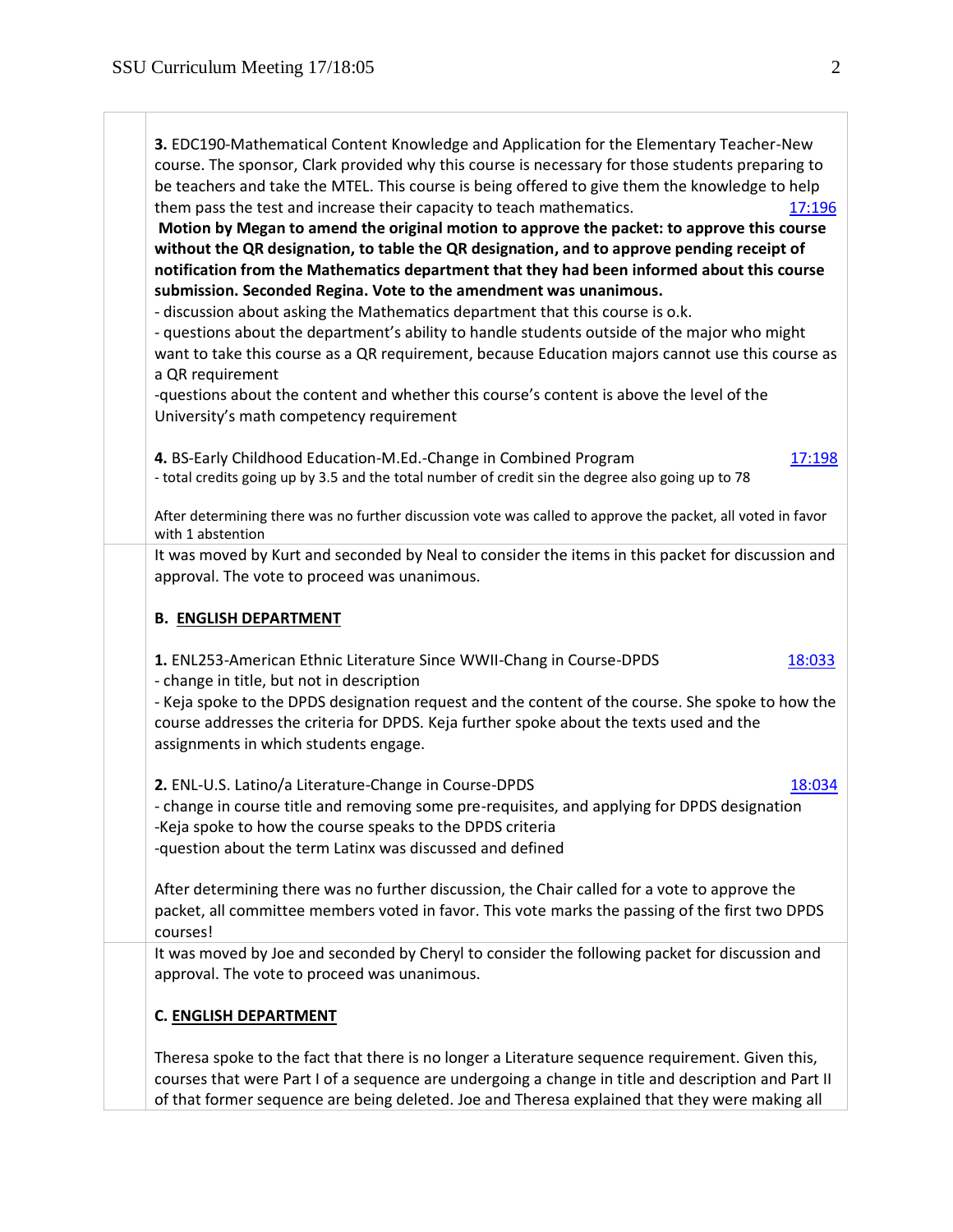**3.** EDC190-Mathematical Content Knowledge and Application for the Elementary Teacher-New course. The sponsor, Clark provided why this course is necessary for those students preparing to be teachers and take the MTEL. This course is being offered to give them the knowledge to help them pass the test and increase their capacity to teach mathematics. 17:196

**Motion by Megan to amend the original motion to approve the packet: to approve this course without the QR designation, to table the QR designation, and to approve pending receipt of notification from the Mathematics department that they had been informed about this course submission. Seconded Regina. Vote to the amendment was unanimous.**

- discussion about asking the Mathematics department that this course is o.k.
- questions about the department's ability to handle students outside of the major who might want to take this course as a QR requirement, because Education majors cannot use this course as a QR requirement
- questions about the content and whether this course's content is above the level of the University's math competency requirement

**4.** BS-Early Childhood Education-M.Ed.-Change in Combined Program 17:198

- total credits going up by 3.5 and the total number of credit sin the degree also going up to 78

After determining there was no further discussion vote was called to approve the packet, all voted in favor with 1 abstention

It was moved by Kurt and seconded by Neal to consider the items in this packet for discussion and approval. The vote to proceed was unanimous.

**B. ENGLISH DEPARTMENT**

**1.** ENL253-American Ethnic Literature Since WWII-Chang in Course-DPDS 18:033

- change in title, but not in description
- Keja spoke to the DPDS designation request and the content of the course. She spoke to how the course addresses the criteria for DPDS. Keja further spoke about the texts used and the assignments in which students engage.

**2.** ENL-U.S. Latino/a Literature-Change in Course-DPDS 18:034

- change in course title and removing some pre-requisites, and applying for DPDS designation
- Keja spoke to how the course speaks to the DPDS criteria
- question about the term Latinx was discussed and defined

After determining there was no further discussion, the Chair called for a vote to approve the packet, all committee members voted in favor. This vote marks the passing of the first two DPDS courses!

It was moved by Joe and seconded by Cheryl to consider the following packet for discussion and approval. The vote to proceed was unanimous.

**C. ENGLISH DEPARTMENT**

Theresa spoke to the fact that there is no longer a Literature sequence requirement. Given this, courses that were Part I of a sequence are undergoing a change in title and description and Part II of that former sequence are being deleted. Joe and Theresa explained that they were making all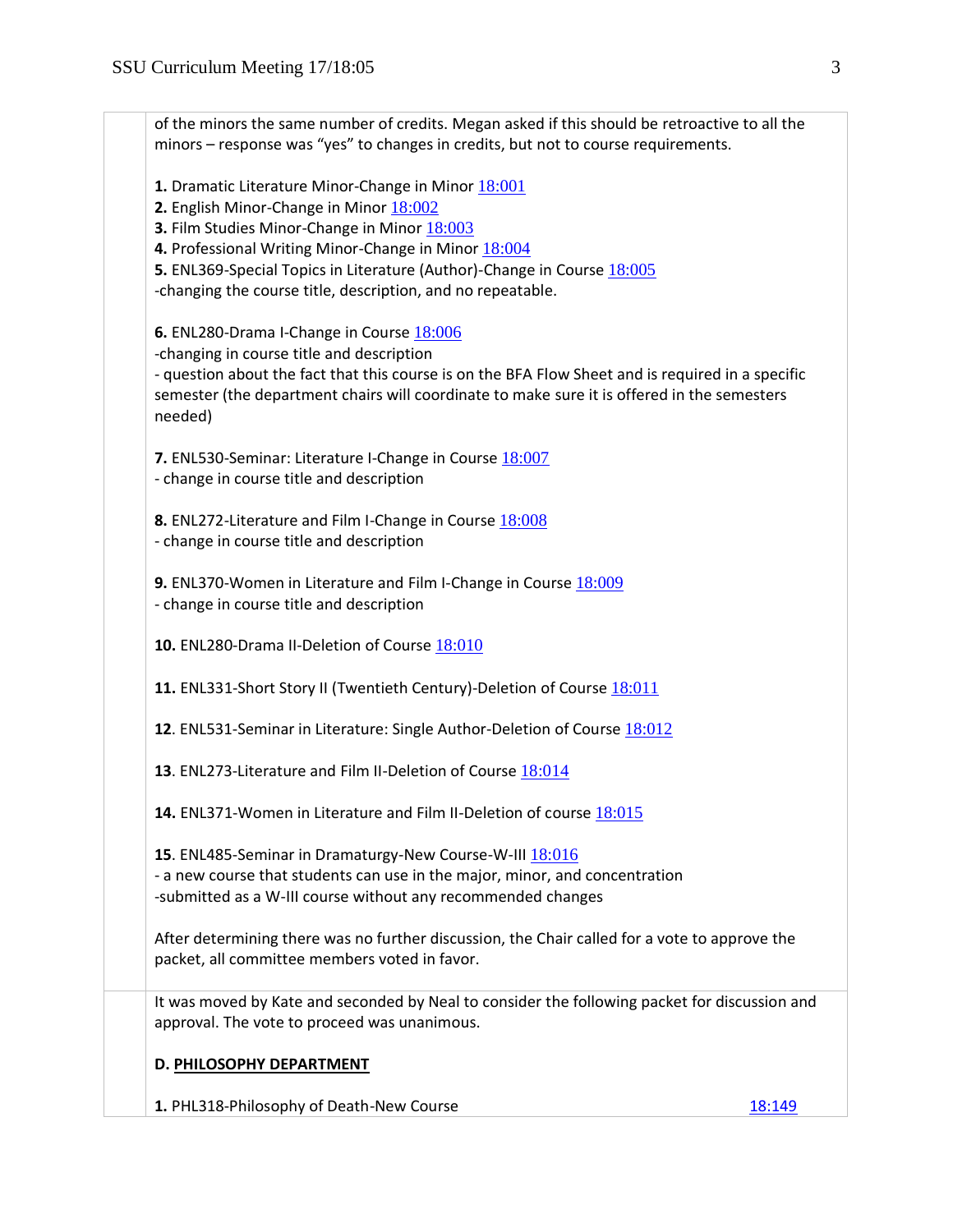of the minors the same number of credits. Megan asked if this should be retroactive to all the minors – response was "yes" to changes in credits, but not to course requirements.

**1.** Dramatic Literature Minor-Change in Minor 18:001
**2.** English Minor-Change in Minor 18:002
**3.** Film Studies Minor-Change in Minor 18:003
**4.** Professional Writing Minor-Change in Minor 18:004
**5.** ENL369-Special Topics in Literature (Author)-Change in Course 18:005
-changing the course title, description, and no repeatable.

**6.** ENL280-Drama I-Change in Course 18:006
-changing in course title and description
- question about the fact that this course is on the BFA Flow Sheet and is required in a specific semester (the department chairs will coordinate to make sure it is offered in the semesters needed)

**7.** ENL530-Seminar: Literature I-Change in Course 18:007
- change in course title and description

**8.** ENL272-Literature and Film I-Change in Course 18:008
- change in course title and description

**9.** ENL370-Women in Literature and Film I-Change in Course 18:009
- change in course title and description

**10.** ENL280-Drama II-Deletion of Course 18:010

**11.** ENL331-Short Story II (Twentieth Century)-Deletion of Course 18:011

**12**. ENL531-Seminar in Literature: Single Author-Deletion of Course 18:012

**13**. ENL273-Literature and Film II-Deletion of Course 18:014

**14.** ENL371-Women in Literature and Film II-Deletion of course 18:015

**15**. ENL485-Seminar in Dramaturgy-New Course-W-III 18:016
- a new course that students can use in the major, minor, and concentration
-submitted as a W-III course without any recommended changes

After determining there was no further discussion, the Chair called for a vote to approve the packet, all committee members voted in favor.

It was moved by Kate and seconded by Neal to consider the following packet for discussion and approval. The vote to proceed was unanimous.

**D. PHILOSOPHY DEPARTMENT**

**1.** PHL318-Philosophy of Death-New Course 18:149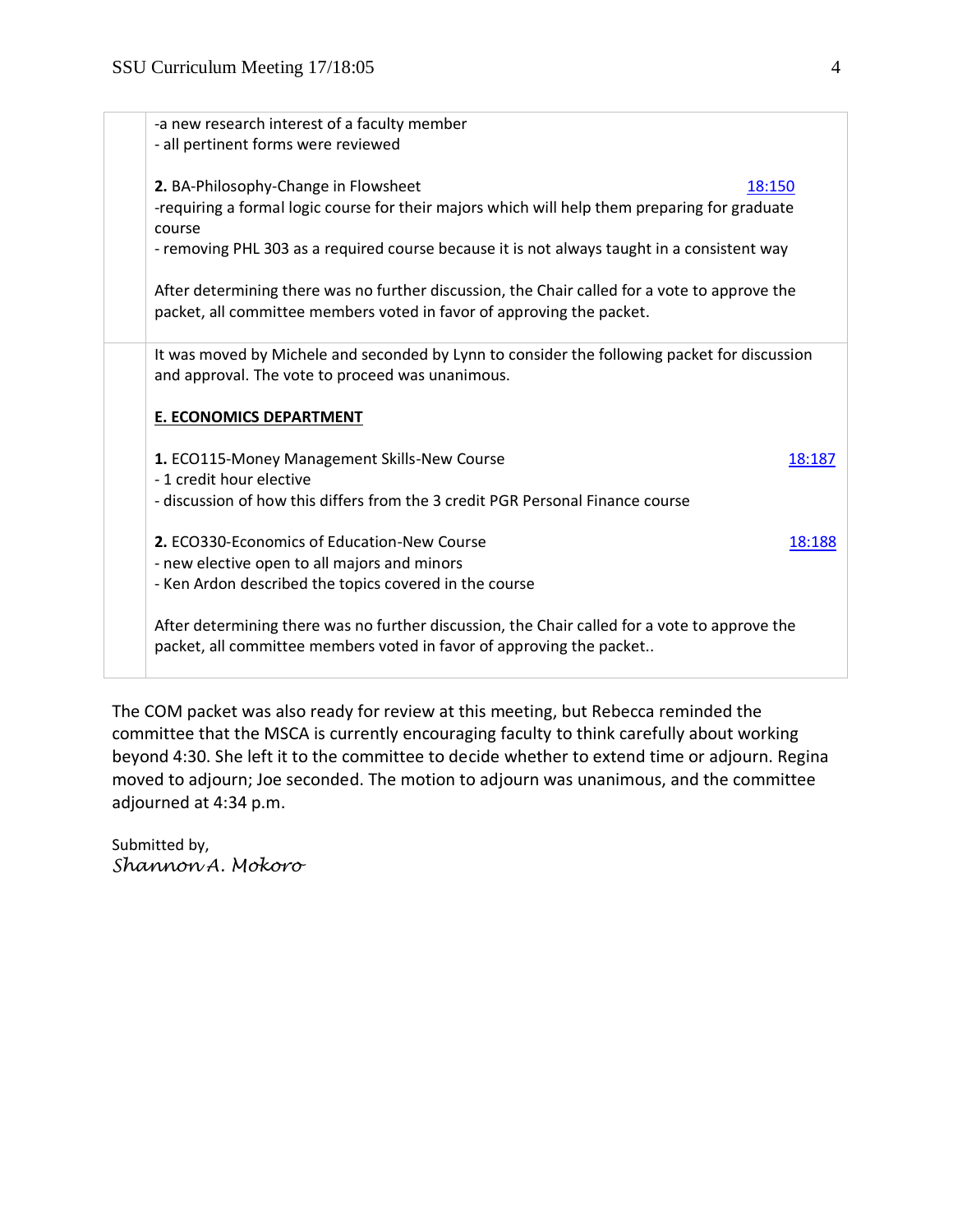| | |
|---|---|
| | -a new research interest of a faculty member<br>- all pertinent forms were reviewed<br><br>**2.** BA-Philosophy-Change in Flowsheet 18:150<br>-requiring a formal logic course for their majors which will help them preparing for graduate course<br>- removing PHL 303 as a required course because it is not always taught in a consistent way<br><br>After determining there was no further discussion, the Chair called for a vote to approve the packet, all committee members voted in favor of approving the packet. |
| | It was moved by Michele and seconded by Lynn to consider the following packet for discussion and approval. The vote to proceed was unanimous.<br><br>**E. ECONOMICS DEPARTMENT**<br><br>**1.** ECO115-Money Management Skills-New Course 18:187<br>- 1 credit hour elective<br>- discussion of how this differs from the 3 credit PGR Personal Finance course<br><br>**2.** ECO330-Economics of Education-New Course 18:188<br>- new elective open to all majors and minors<br>- Ken Ardon described the topics covered in the course<br><br>After determining there was no further discussion, the Chair called for a vote to approve the packet, all committee members voted in favor of approving the packet.. |

The COM packet was also ready for review at this meeting, but Rebecca reminded the committee that the MSCA is currently encouraging faculty to think carefully about working beyond 4:30. She left it to the committee to decide whether to extend time or adjourn. Regina moved to adjourn; Joe seconded. The motion to adjourn was unanimous, and the committee adjourned at 4:34 p.m.

Submitted by,
*Shannon A. Mokoro*